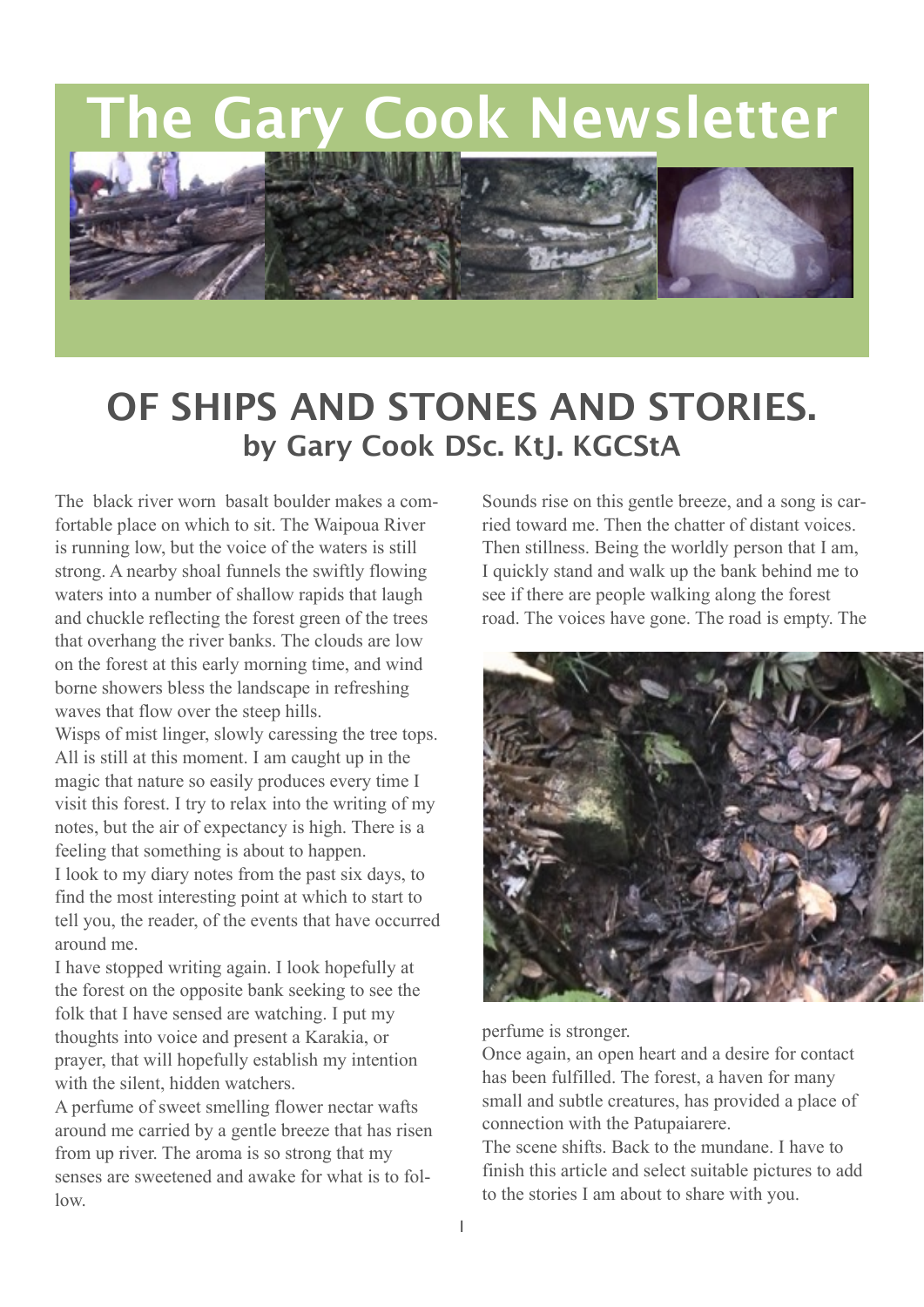# The Gary Cook Newsletter

## OF SHIPS AND STONES AND STORIES.

### by Gary Cook DSc. KtJ. KGCStA

The black river worn basalt boulder makes a comfortable place on which to sit. The Waipoua River is running low, but the voice of the waters is still strong. A nearby shoal funnels the swiftly flowing waters into a number of shallow rapids that laugh and chuckle reflecting the forest green of the trees that overhang the river banks. The clouds are low on the forest at this early morning time, and wind borne showers bless the landscape in refreshing waves that flow over the steep hills.

Wisps of mist linger, slowly caressing the tree tops. All is still at this moment. I am caught up in the magic that nature so easily produces every time I visit this forest. I try to relax into the writing of my notes, but the air of expectancy is high. There is a feeling that something is about to happen.

I look to my diary notes from the past six days, to find the most interesting point at which to start to tell you, the reader, of the events that have occurred around me.

I have stopped writing again. I look hopefully at the forest on the opposite bank seeking to see the folk that I have sensed are watching. I put my thoughts into voice and present a Karakia, or prayer, that will hopefully establish my intention with the silent, hidden watchers.

A perfume of sweet smelling flower nectar wafts around me carried by a gentle breeze that has risen from up river. The aroma is so strong that my senses are sweetened and awake for what is to follow.

Sounds rise on this gentle breeze, and a song is carried toward me. Then the chatter of distant voices. Then stillness. Being the worldly person that I am, I quickly stand and walk up the bank behind me to see if there are people walking along the forest road. The voices have gone. The road is empty. The perfume is stronger.

Once again, an open heart and a desire for contact has been fulfilled. The forest, a haven for many small and subtle creatures, has provided a place of connection with the Patupaiarere.

The scene shifts. Back to the mundane. I have to finish this article and select suitable pictures to add to the stories I am about to share with you.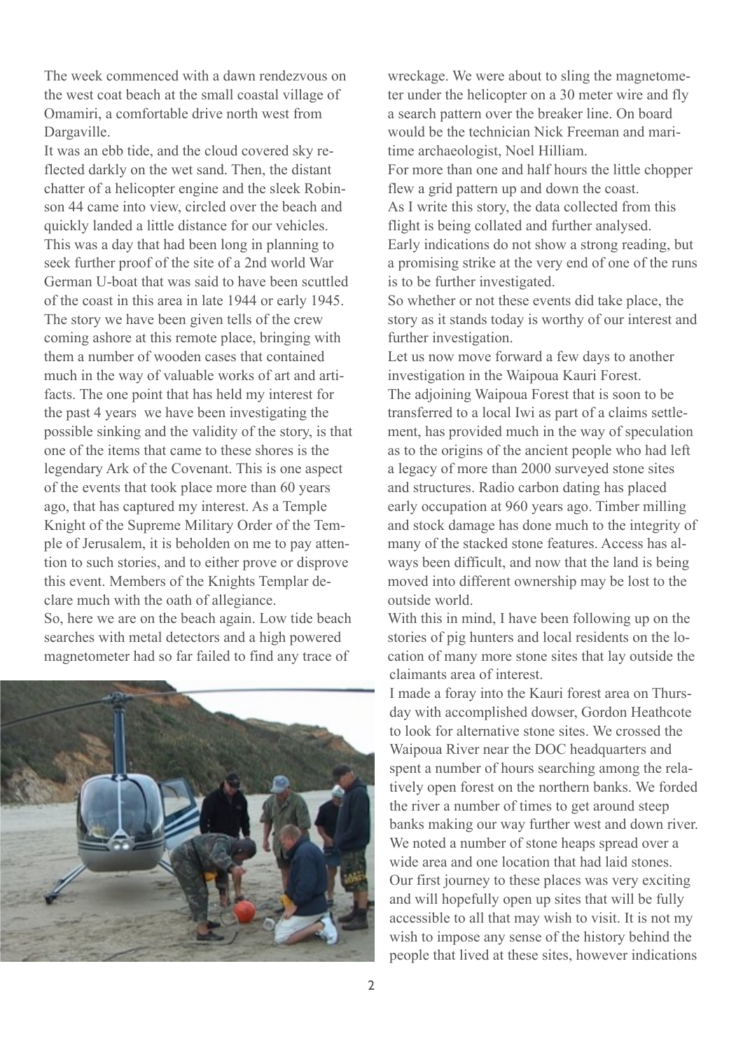The week commenced with a dawn rendezvous on the west coat beach at the small coastal village of Omamiri, a comfortable drive north west from Dargaville.

It was an ebb tide, and the cloud covered sky reflected darkly on the wet sand. Then, the distant chatter of a helicopter engine and the sleek Robinson 44 came into view, circled over the beach and quickly landed a little distance for our vehicles. This was a day that had been long in planning to seek further proof of the site of a 2nd world War German U-boat that was said to have been scuttled of the coast in this area in late 1944 or early 1945. The story we have been given tells of the crew coming ashore at this remote place, bringing with them a number of wooden cases that contained much in the way of valuable works of art and artifacts. The one point that has held my interest for the past 4 years we have been investigating the possible sinking and the validity of the story, is that one of the items that came to these shores is the legendary Ark of the Covenant. This is one aspect of the events that took place more than 60 years ago, that has captured my interest. As a Temple Knight of the Supreme Military Order of the Temple of Jerusalem, it is beholden on me to pay attention to such stories, and to either prove or disprove this event. Members of the Knights Templar declare much with the oath of allegiance.

So, here we are on the beach again. Low tide beach searches with metal detectors and a high powered magnetometer had so far failed to find any trace of wreckage. We were about to sling the magnetometer under the helicopter on a 30 meter wire and fly a search pattern over the breaker line. On board would be the technician Nick Freeman and maritime archaeologist, Noel Hilliam.

For more than one and half hours the little chopper flew a grid pattern up and down the coast.

As I write this story, the data collected from this flight is being collated and further analysed.

Early indications do not show a strong reading, but a promising strike at the very end of one of the runs is to be further investigated.

So whether or not these events did take place, the story as it stands today is worthy of our interest and further investigation.

Let us now move forward a few days to another investigation in the Waipoua Kauri Forest.

The adjoining Waipoua Forest that is soon to be transferred to a local Iwi as part of a claims settlement, has provided much in the way of speculation as to the origins of the ancient people who had left a legacy of more than 2000 surveyed stone sites and structures. Radio carbon dating has placed early occupation at 960 years ago. Timber milling and stock damage has done much to the integrity of many of the stacked stone features. Access has always been difficult, and now that the land is being moved into different ownership may be lost to the outside world.

With this in mind, I have been following up on the stories of pig hunters and local residents on the location of many more stone sites that lay outside the claimants area of interest.

I made a foray into the Kauri forest area on Thursday with accomplished dowser, Gordon Heathcote to look for alternative stone sites. We crossed the Waipoua River near the DOC headquarters and spent a number of hours searching among the relatively open forest on the northern banks. We forded the river a number of times to get around steep banks making our way further west and down river. We noted a number of stone heaps spread over a wide area and one location that had laid stones. Our first journey to these places was very exciting and will hopefully open up sites that will be fully accessible to all that may wish to visit. It is not my wish to impose any sense of the history behind the people that lived at these sites, however indications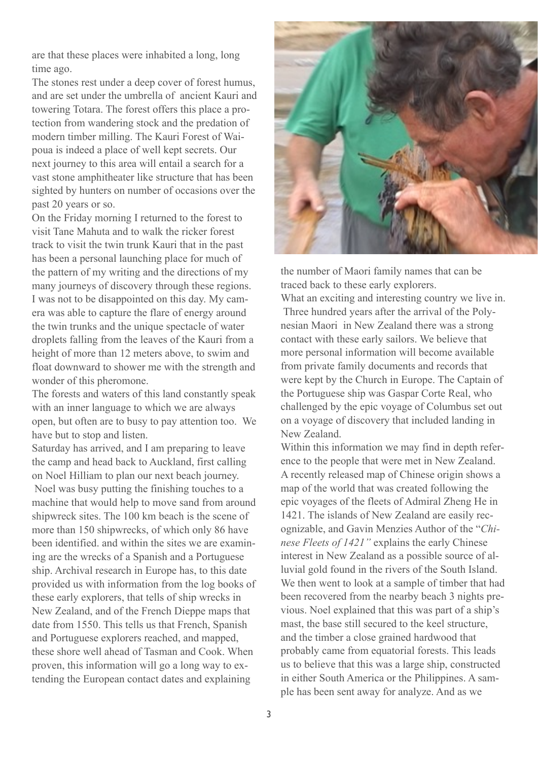are that these places were inhabited a long, long time ago.

The stones rest under a deep cover of forest humus, and are set under the umbrella of ancient Kauri and towering Totara. The forest offers this place a protection from wandering stock and the predation of modern timber milling. The Kauri Forest of Waipoua is indeed a place of well kept secrets. Our next journey to this area will entail a search for a vast stone amphitheater like structure that has been sighted by hunters on number of occasions over the past 20 years or so.

On the Friday morning I returned to the forest to visit Tane Mahuta and to walk the ricker forest track to visit the twin trunk Kauri that in the past has been a personal launching place for much of the pattern of my writing and the directions of my many journeys of discovery through these regions. I was not to be disappointed on this day. My camera was able to capture the flare of energy around the twin trunks and the unique spectacle of water droplets falling from the leaves of the Kauri from a height of more than 12 meters above, to swim and float downward to shower me with the strength and wonder of this pheromone.

The forests and waters of this land constantly speak with an inner language to which we are always open, but often are to busy to pay attention too. We have but to stop and listen.

Saturday has arrived, and I am preparing to leave the camp and head back to Auckland, first calling on Noel Hilliam to plan our next beach journey.

Noel was busy putting the finishing touches to a machine that would help to move sand from around shipwreck sites. The 100 km beach is the scene of more than 150 shipwrecks, of which only 86 have been identified. and within the sites we are examining are the wrecks of a Spanish and a Portuguese ship. Archival research in Europe has, to this date provided us with information from the log books of these early explorers, that tells of ship wrecks in New Zealand, and of the French Dieppe maps that date from 1550. This tells us that French, Spanish and Portuguese explorers reached, and mapped, these shore well ahead of Tasman and Cook. When proven, this information will go a long way to extending the European contact dates and explaining the number of Maori family names that can be traced back to these early explorers.

What an exciting and interesting country we live in. Three hundred years after the arrival of the Polynesian Maori in New Zealand there was a strong contact with these early sailors. We believe that more personal information will become available from private family documents and records that were kept by the Church in Europe. The Captain of the Portuguese ship was Gaspar Corte Real, who challenged by the epic voyage of Columbus set out on a voyage of discovery that included landing in New Zealand.

Within this information we may find in depth reference to the people that were met in New Zealand. A recently released map of Chinese origin shows a map of the world that was created following the epic voyages of the fleets of Admiral Zheng He in 1421. The islands of New Zealand are easily recognizable, and Gavin Menzies Author of the "*Chinese Fleets of 1421"* explains the early Chinese interest in New Zealand as a possible source of alluvial gold found in the rivers of the South Island. We then went to look at a sample of timber that had been recovered from the nearby beach 3 nights previous. Noel explained that this was part of a ship's mast, the base still secured to the keel structure, and the timber a close grained hardwood that probably came from equatorial forests. This leads us to believe that this was a large ship, constructed in either South America or the Philippines. A sample has been sent away for analyze. And as we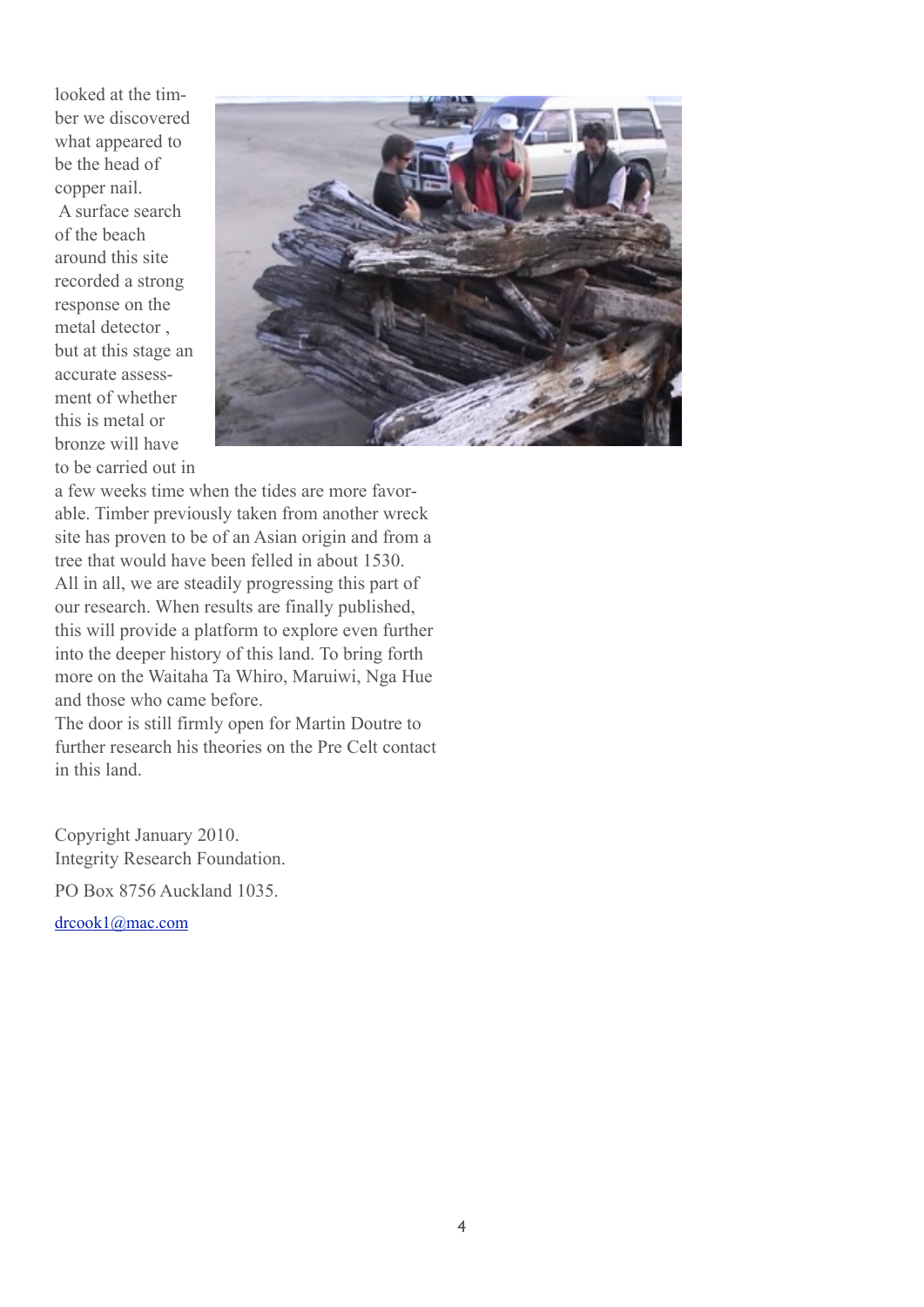looked at the timber we discovered what appeared to be the head of copper nail.
A surface search of the beach around this site recorded a strong response on the metal detector , but at this stage an accurate assessment of whether this is metal or bronze will have to be carried out in a few weeks time when the tides are more favorable. Timber previously taken from another wreck site has proven to be of an Asian origin and from a tree that would have been felled in about 1530.
All in all, we are steadily progressing this part of our research. When results are finally published, this will provide a platform to explore even further into the deeper history of this land. To bring forth more on the Waitaha Ta Whiro, Maruiwi, Nga Hue and those who came before.
The door is still firmly open for Martin Doutre to further research his theories on the Pre Celt contact in this land.

Copyright January 2010.
Integrity Research Foundation.

PO Box 8756 Auckland 1035.

drcook1@mac.com